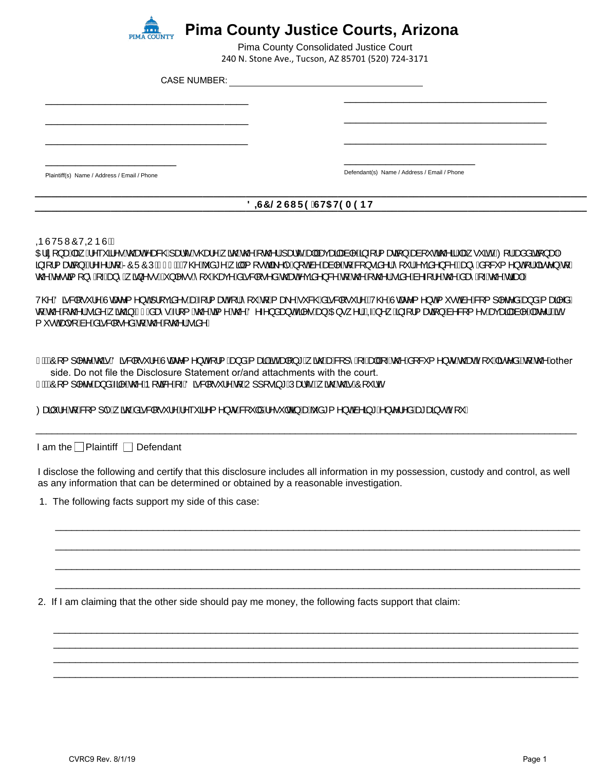# Pima County Justice Courts, Arizona

Pima County Consolidated Justice Court
240 N. Stone Ave., Tucson, AZ 85701 (520) 724-3171

CASE NUMBER: ______________________________________

| | |
|---|---|
| ______________________________________ | ______________________________________ |
| ______________________________________ | ______________________________________ |
| ______________________________________ | ______________________________________ |
| ______________________________________ | ______________________________________ |
| Plaintiff(s) Name / Address / Email / Phone | Defendant(s) Name / Address / Email / Phone |

## DISCLOSURE STATEMENT

INSTRUCTIONS:

Arizona law requires that each party share with the other party all available information about the lawsuit. For additional information refer to JCRCP 121. The judge will most likely not be able to consider your evidence and documents or listen to the testimony of any witnesses unless you have disclosed that evidence to the other side before the day of the trial.

The Disclosure Statement provides a format for you to make such disclosure. The Statement must be completed and mailed to the other side within 30 days from the time the Defendant filed an Answer. If new information becomes available later it must also be disclosed to the other side.

☐ Complete this Disclosure Statement form and mail it along with a copy of all of the documents that you listed to the other side. Do not file the Disclosure Statement or/and attachments with the court.

☐ Complete and file the Notice of Disclosure to Opposing Party with this Court.

Failure to comply with disclosure requirements could result in a judgment being entered against you.

---

I am the ☐ Plaintiff ☐ Defendant

I disclose the following and certify that this disclosure includes all information in my possession, custody and control, as well as any information that can be determined or obtained by a reasonable investigation.

1. The following facts support my side of this case:

______________________________________________________________________________

______________________________________________________________________________

______________________________________________________________________________

______________________________________________________________________________

2. If I am claiming that the other side should pay me money, the following facts support that claim:

______________________________________________________________________________

______________________________________________________________________________

______________________________________________________________________________

______________________________________________________________________________

CVRC9 Rev. 8/1/19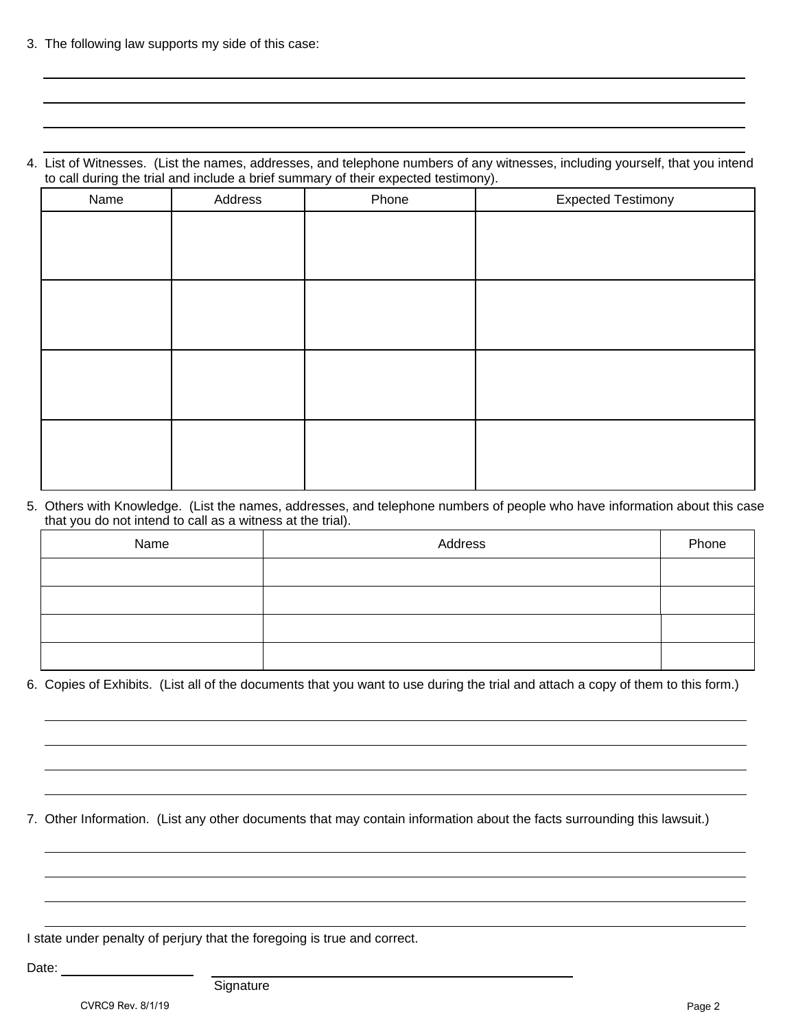3. The following law supports my side of this case:

\_\_\_\_\_\_\_\_\_\_\_\_\_\_\_\_\_\_\_\_\_\_\_\_\_\_\_\_\_\_\_\_\_\_\_\_\_\_\_\_\_\_\_\_\_\_\_\_\_\_\_\_\_\_\_\_\_\_\_\_\_\_\_\_\_\_\_\_\_\_

\_\_\_\_\_\_\_\_\_\_\_\_\_\_\_\_\_\_\_\_\_\_\_\_\_\_\_\_\_\_\_\_\_\_\_\_\_\_\_\_\_\_\_\_\_\_\_\_\_\_\_\_\_\_\_\_\_\_\_\_\_\_\_\_\_\_\_\_\_\_

\_\_\_\_\_\_\_\_\_\_\_\_\_\_\_\_\_\_\_\_\_\_\_\_\_\_\_\_\_\_\_\_\_\_\_\_\_\_\_\_\_\_\_\_\_\_\_\_\_\_\_\_\_\_\_\_\_\_\_\_\_\_\_\_\_\_\_\_\_\_

\_\_\_\_\_\_\_\_\_\_\_\_\_\_\_\_\_\_\_\_\_\_\_\_\_\_\_\_\_\_\_\_\_\_\_\_\_\_\_\_\_\_\_\_\_\_\_\_\_\_\_\_\_\_\_\_\_\_\_\_\_\_\_\_\_\_\_\_\_\_

4. List of Witnesses. (List the names, addresses, and telephone numbers of any witnesses, including yourself, that you intend to call during the trial and include a brief summary of their expected testimony).

| Name | Address | Phone | Expected Testimony |
|---|---|---|---|
| | | | |
| | | | |
| | | | |
| | | | |

5. Others with Knowledge. (List the names, addresses, and telephone numbers of people who have information about this case that you do not intend to call as a witness at the trial).

| Name | Address | Phone |
|---|---|---|
| | | |
| | | |
| | | |
| | | |

6. Copies of Exhibits. (List all of the documents that you want to use during the trial and attach a copy of them to this form.)

\_\_\_\_\_\_\_\_\_\_\_\_\_\_\_\_\_\_\_\_\_\_\_\_\_\_\_\_\_\_\_\_\_\_\_\_\_\_\_\_\_\_\_\_\_\_\_\_\_\_\_\_\_\_\_\_\_\_\_\_\_\_\_\_\_\_\_\_\_\_

\_\_\_\_\_\_\_\_\_\_\_\_\_\_\_\_\_\_\_\_\_\_\_\_\_\_\_\_\_\_\_\_\_\_\_\_\_\_\_\_\_\_\_\_\_\_\_\_\_\_\_\_\_\_\_\_\_\_\_\_\_\_\_\_\_\_\_\_\_\_

\_\_\_\_\_\_\_\_\_\_\_\_\_\_\_\_\_\_\_\_\_\_\_\_\_\_\_\_\_\_\_\_\_\_\_\_\_\_\_\_\_\_\_\_\_\_\_\_\_\_\_\_\_\_\_\_\_\_\_\_\_\_\_\_\_\_\_\_\_\_

\_\_\_\_\_\_\_\_\_\_\_\_\_\_\_\_\_\_\_\_\_\_\_\_\_\_\_\_\_\_\_\_\_\_\_\_\_\_\_\_\_\_\_\_\_\_\_\_\_\_\_\_\_\_\_\_\_\_\_\_\_\_\_\_\_\_\_\_\_\_

7. Other Information. (List any other documents that may contain information about the facts surrounding this lawsuit.)

\_\_\_\_\_\_\_\_\_\_\_\_\_\_\_\_\_\_\_\_\_\_\_\_\_\_\_\_\_\_\_\_\_\_\_\_\_\_\_\_\_\_\_\_\_\_\_\_\_\_\_\_\_\_\_\_\_\_\_\_\_\_\_\_\_\_\_\_\_\_

\_\_\_\_\_\_\_\_\_\_\_\_\_\_\_\_\_\_\_\_\_\_\_\_\_\_\_\_\_\_\_\_\_\_\_\_\_\_\_\_\_\_\_\_\_\_\_\_\_\_\_\_\_\_\_\_\_\_\_\_\_\_\_\_\_\_\_\_\_\_

\_\_\_\_\_\_\_\_\_\_\_\_\_\_\_\_\_\_\_\_\_\_\_\_\_\_\_\_\_\_\_\_\_\_\_\_\_\_\_\_\_\_\_\_\_\_\_\_\_\_\_\_\_\_\_\_\_\_\_\_\_\_\_\_\_\_\_\_\_\_

\_\_\_\_\_\_\_\_\_\_\_\_\_\_\_\_\_\_\_\_\_\_\_\_\_\_\_\_\_\_\_\_\_\_\_\_\_\_\_\_\_\_\_\_\_\_\_\_\_\_\_\_\_\_\_\_\_\_\_\_\_\_\_\_\_\_\_\_\_\_

I state under penalty of perjury that the foregoing is true and correct.

Date: \_\_\_\_\_\_\_\_\_\_\_\_\_\_\_\_ \_\_\_\_\_\_\_\_\_\_\_\_\_\_\_\_\_\_\_\_\_\_\_\_\_\_\_\_\_\_\_\_\_\_\_\_\_\_\_\_

Signature

CVRC9 Rev. 8/1/19